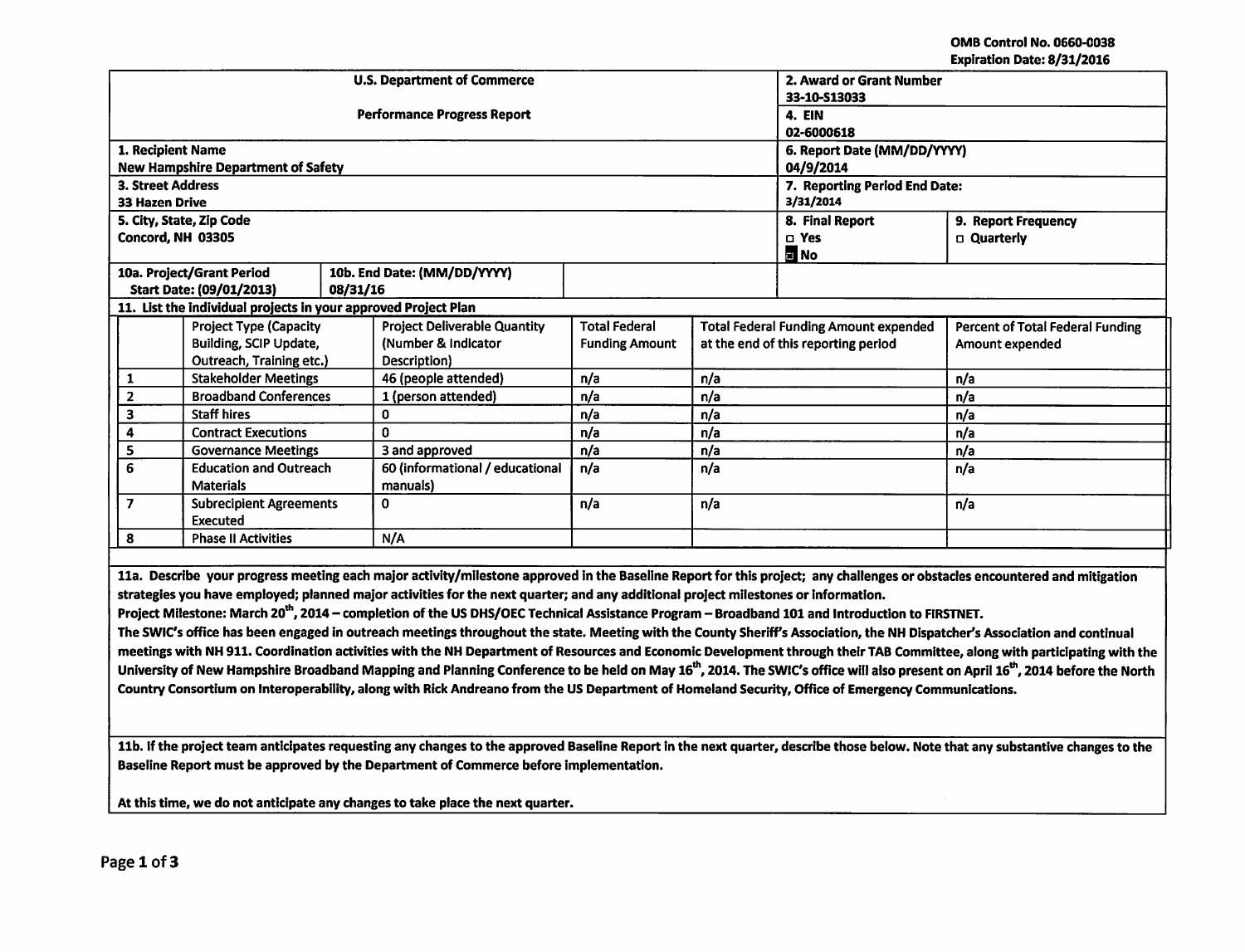OMB Control No. 0660-0038
Expiration Date: 8/31/2016

| U.S. Department of Commerce | | 2. Award or Grant Number |
|---|---|---|
| Performance Progress Report | | 33-10-S13033 |
| | | 4. EIN<br>02-6000618 |
| 1. Recipient Name<br>New Hampshire Department of Safety | | 6. Report Date (MM/DD/YYYY)<br>04/9/2014 |
| 3. Street Address<br>33 Hazen Drive | | 7. Reporting Period End Date:<br>3/31/2014 |
| 5. City, State, Zip Code<br>Concord, NH 03305 | 8. Final Report<br>☐ Yes<br>☒ No | 9. Report Frequency<br>☐ Quarterly |
| 10a. Project/Grant Period Start Date: (09/01/2013) | 10b. End Date: (MM/DD/YYYY) 08/31/16 | |

11. List the individual projects in your approved Project Plan

| | Project Type (Capacity Building, SCIP Update, Outreach, Training etc.) | Project Deliverable Quantity (Number & Indicator Description) | Total Federal Funding Amount | Total Federal Funding Amount expended at the end of this reporting period | Percent of Total Federal Funding Amount expended |
|---|---|---|---|---|---|
| 1 | Stakeholder Meetings | 46 (people attended) | n/a | n/a | n/a |
| 2 | Broadband Conferences | 1 (person attended) | n/a | n/a | n/a |
| 3 | Staff hires | 0 | n/a | n/a | n/a |
| 4 | Contract Executions | 0 | n/a | n/a | n/a |
| 5 | Governance Meetings | 3 and approved | n/a | n/a | n/a |
| 6 | Education and Outreach Materials | 60 (informational / educational manuals) | n/a | n/a | n/a |
| 7 | Subrecipient Agreements Executed | 0 | n/a | n/a | n/a |
| 8 | Phase II Activities | N/A | | | |

**11a. Describe your progress meeting each major activity/milestone approved in the Baseline Report for this project; any challenges or obstacles encountered and mitigation strategies you have employed; planned major activities for the next quarter; and any additional project milestones or information.**

**Project Milestone: March 20th, 2014 – completion of the US DHS/OEC Technical Assistance Program – Broadband 101 and Introduction to FIRSTNET.**

**The SWIC's office has been engaged in outreach meetings throughout the state. Meeting with the County Sheriff's Association, the NH Dispatcher's Association and continual meetings with NH 911. Coordination activities with the NH Department of Resources and Economic Development through their TAB Committee, along with participating with the University of New Hampshire Broadband Mapping and Planning Conference to be held on May 16th, 2014. The SWIC's office will also present on April 16th, 2014 before the North Country Consortium on Interoperability, along with Rick Andreano from the US Department of Homeland Security, Office of Emergency Communications.**

**11b. If the project team anticipates requesting any changes to the approved Baseline Report in the next quarter, describe those below. Note that any substantive changes to the Baseline Report must be approved by the Department of Commerce before implementation.**

**At this time, we do not anticipate any changes to take place the next quarter.**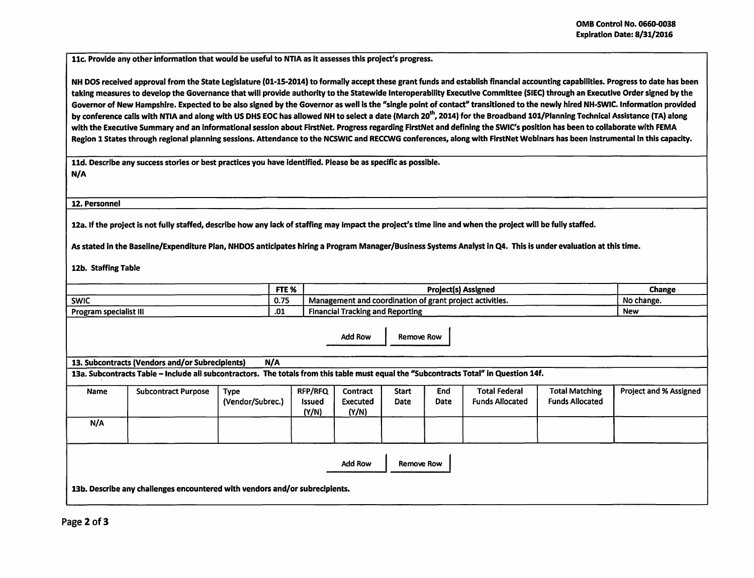**11c. Provide any other information that would be useful to NTIA as it assesses this project's progress.**

**NH DOS received approval from the State Legislature (01-15-2014) to formally accept these grant funds and establish financial accounting capabilities. Progress to date has been taking measures to develop the Governance that will provide authority to the Statewide Interoperability Executive Committee (SIEC) through an Executive Order signed by the Governor of New Hampshire. Expected to be also signed by the Governor as well is the "single point of contact" transitioned to the newly hired NH-SWIC. Information provided by conference calls with NTIA and along with US DHS EOC has allowed NH to select a date (March 20th, 2014) for the Broadband 101/Planning Technical Assistance (TA) along with the Executive Summary and an informational session about FirstNet. Progress regarding FirstNet and defining the SWIC's position has been to collaborate with FEMA Region 1 States through regional planning sessions. Attendance to the NCSWIC and RECCWG conferences, along with FirstNet Webinars has been instrumental in this capacity.**

**11d. Describe any success stories or best practices you have identified. Please be as specific as possible.**

**N/A**

**12. Personnel**

**12a. If the project is not fully staffed, describe how any lack of staffing may impact the project's time line and when the project will be fully staffed.**

**As stated in the Baseline/Expenditure Plan, NHDOS anticipates hiring a Program Manager/Business Systems Analyst in Q4. This is under evaluation at this time.**

**12b. Staffing Table**

| | FTE % | Project(s) Assigned | Change |
|---|---|---|---|
| SWIC | 0.75 | Management and coordination of grant project activities. | No change. |
| Program specialist III | .01 | Financial Tracking and Reporting | New |

Add Row | Remove Row

**13. Subcontracts (Vendors and/or Subrecipients) N/A**

**13a. Subcontracts Table – Include all subcontractors. The totals from this table must equal the "Subcontracts Total" in Question 14f.**

| Name | Subcontract Purpose | Type (Vendor/Subrec.) | RFP/RFQ Issued (Y/N) | Contract Executed (Y/N) | Start Date | End Date | Total Federal Funds Allocated | Total Matching Funds Allocated | Project and % Assigned |
|---|---|---|---|---|---|---|---|---|---|
| N/A | | | | | | | | | |

Add Row | Remove Row

**13b. Describe any challenges encountered with vendors and/or subrecipients.**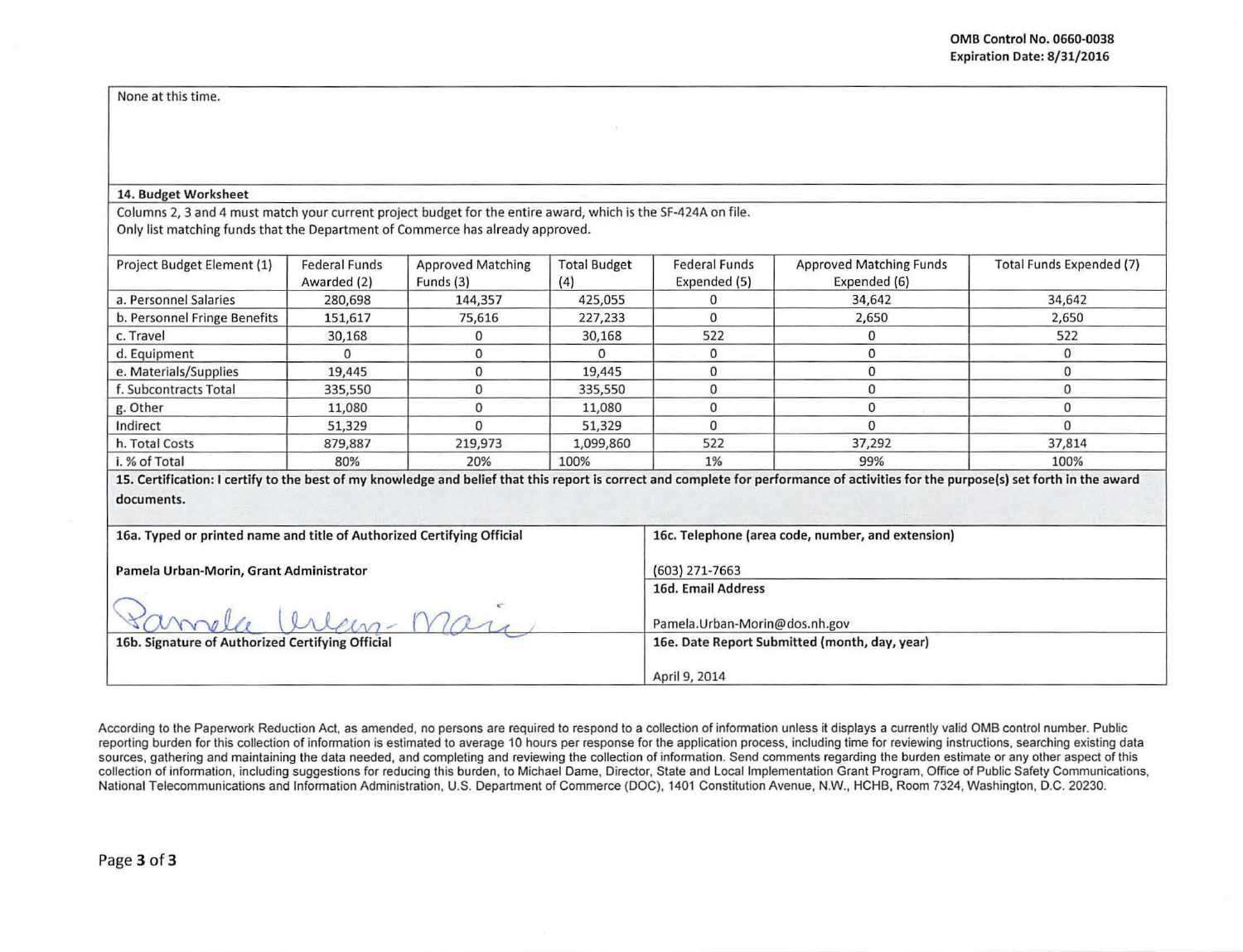None at this time.

**14. Budget Worksheet**

Columns 2, 3 and 4 must match your current project budget for the entire award, which is the SF-424A on file.
Only list matching funds that the Department of Commerce has already approved.

| Project Budget Element (1) | Federal Funds Awarded (2) | Approved Matching Funds (3) | Total Budget (4) | Federal Funds Expended (5) | Approved Matching Funds Expended (6) | Total Funds Expended (7) |
|---|---|---|---|---|---|---|
| a. Personnel Salaries | 280,698 | 144,357 | 425,055 | 0 | 34,642 | 34,642 |
| b. Personnel Fringe Benefits | 151,617 | 75,616 | 227,233 | 0 | 2,650 | 2,650 |
| c. Travel | 30,168 | 0 | 30,168 | 522 | 0 | 522 |
| d. Equipment | 0 | 0 | 0 | 0 | 0 | 0 |
| e. Materials/Supplies | 19,445 | 0 | 19,445 | 0 | 0 | 0 |
| f. Subcontracts Total | 335,550 | 0 | 335,550 | 0 | 0 | 0 |
| g. Other | 11,080 | 0 | 11,080 | 0 | 0 | 0 |
| Indirect | 51,329 | 0 | 51,329 | 0 | 0 | 0 |
| h. Total Costs | 879,887 | 219,973 | 1,099,860 | 522 | 37,292 | 37,814 |
| i. % of Total | 80% | 20% | 100% | 1% | 99% | 100% |

**15. Certification: I certify to the best of my knowledge and belief that this report is correct and complete for performance of activities for the purpose(s) set forth in the award documents.**

**16a. Typed or printed name and title of Authorized Certifying Official**

**Pamela Urban-Morin, Grant Administrator**

Pamela Urban-Morin

**16b. Signature of Authorized Certifying Official**

**16c. Telephone (area code, number, and extension)**

(603) 271-7663

**16d. Email Address**

Pamela.Urban-Morin@dos.nh.gov

**16e. Date Report Submitted (month, day, year)**

April 9, 2014

According to the Paperwork Reduction Act, as amended, no persons are required to respond to a collection of information unless it displays a currently valid OMB control number. Public reporting burden for this collection of information is estimated to average 10 hours per response for the application process, including time for reviewing instructions, searching existing data sources, gathering and maintaining the data needed, and completing and reviewing the collection of information. Send comments regarding the burden estimate or any other aspect of this collection of information, including suggestions for reducing this burden, to Michael Dame, Director, State and Local Implementation Grant Program, Office of Public Safety Communications, National Telecommunications and Information Administration, U.S. Department of Commerce (DOC), 1401 Constitution Avenue, N.W., HCHB, Room 7324, Washington, D.C. 20230.